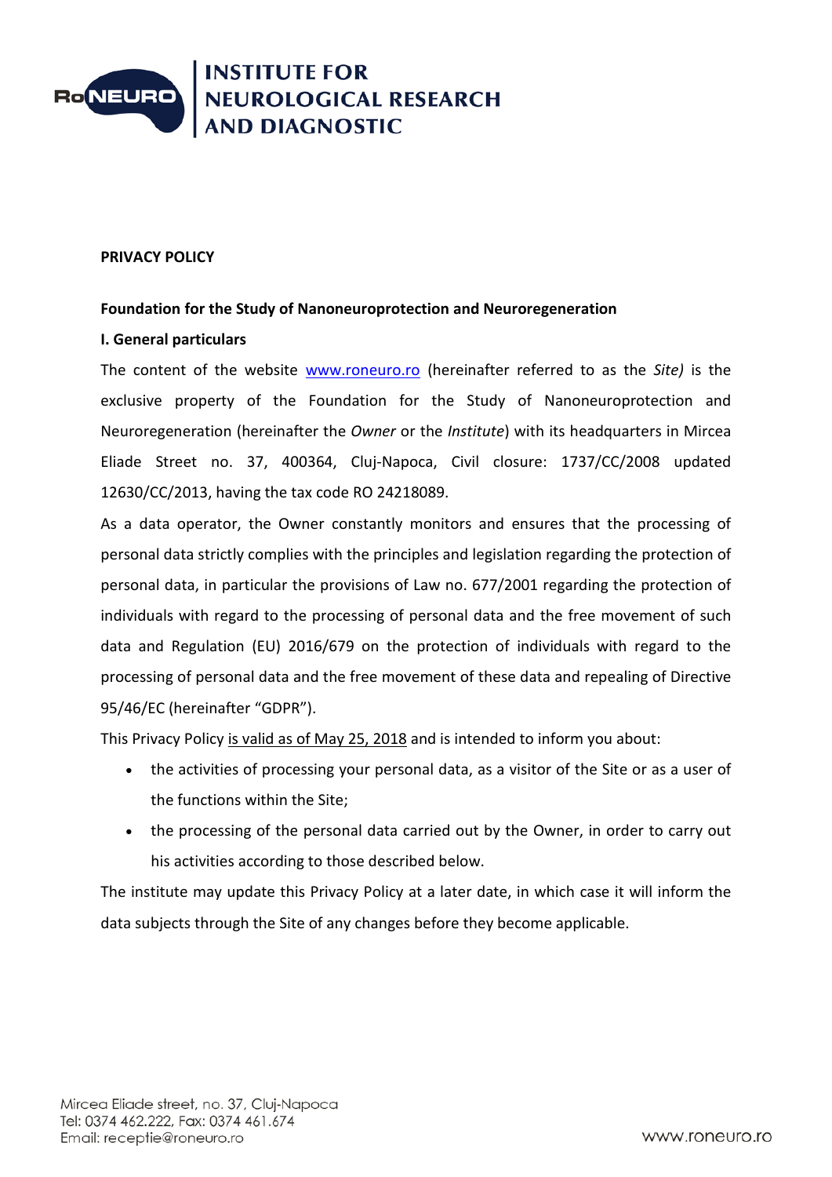**PRIVACY POLICY**

**Foundation for the Study of Nanoneuroprotection and Neuroregeneration**

**I. General particulars**

The content of the website www.roneuro.ro (hereinafter referred to as the *Site)* is the exclusive property of the Foundation for the Study of Nanoneuroprotection and Neuroregeneration (hereinafter the *Owner* or the *Institute*) with its headquarters in Mircea Eliade Street no. 37, 400364, Cluj-Napoca, Civil closure: 1737/CC/2008 updated 12630/CC/2013, having the tax code RO 24218089.

As a data operator, the Owner constantly monitors and ensures that the processing of personal data strictly complies with the principles and legislation regarding the protection of personal data, in particular the provisions of Law no. 677/2001 regarding the protection of individuals with regard to the processing of personal data and the free movement of such data and Regulation (EU) 2016/679 on the protection of individuals with regard to the processing of personal data and the free movement of these data and repealing of Directive 95/46/EC (hereinafter "GDPR").

This Privacy Policy is valid as of May 25, 2018 and is intended to inform you about:

- the activities of processing your personal data, as a visitor of the Site or as a user of the functions within the Site;
- the processing of the personal data carried out by the Owner, in order to carry out his activities according to those described below.

The institute may update this Privacy Policy at a later date, in which case it will inform the data subjects through the Site of any changes before they become applicable.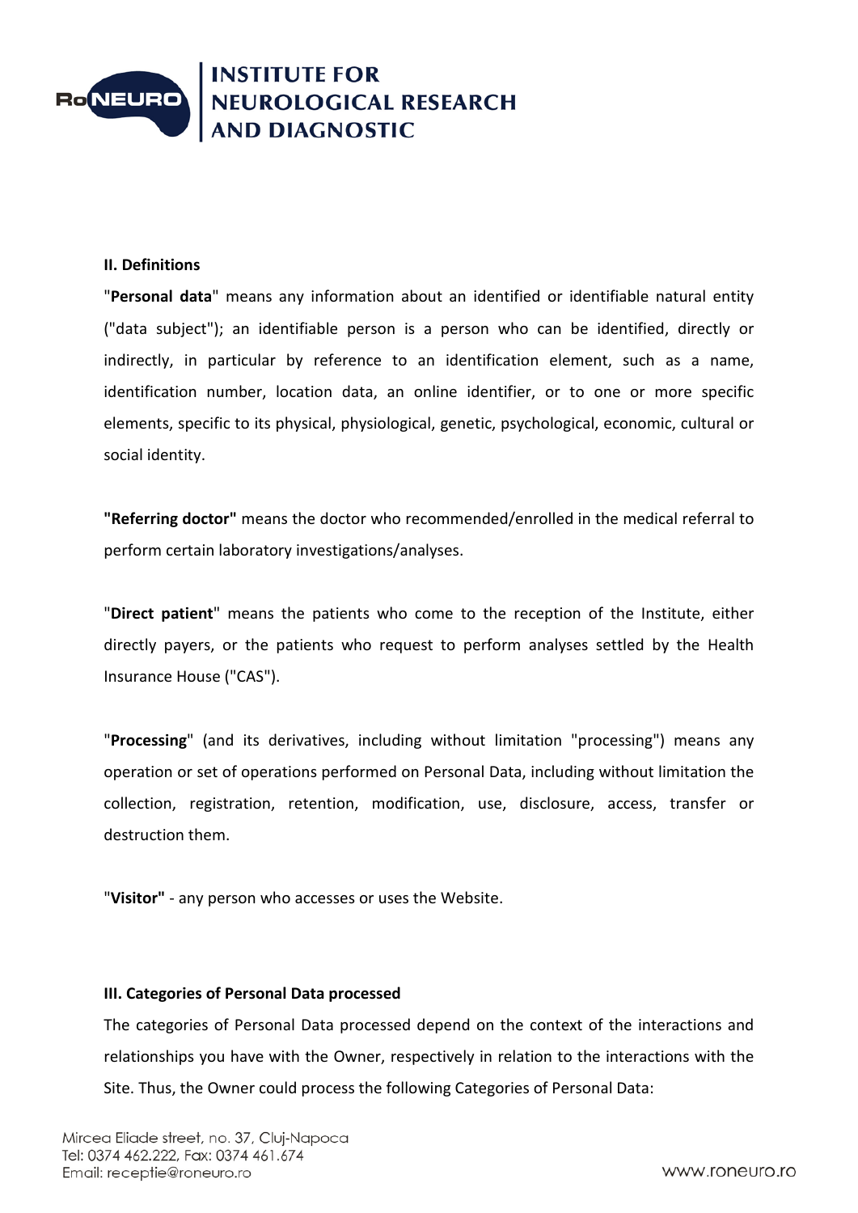## II. Definitions

"**Personal data**" means any information about an identified or identifiable natural entity ("data subject"); an identifiable person is a person who can be identified, directly or indirectly, in particular by reference to an identification element, such as a name, identification number, location data, an online identifier, or to one or more specific elements, specific to its physical, physiological, genetic, psychological, economic, cultural or social identity.

**"Referring doctor"** means the doctor who recommended/enrolled in the medical referral to perform certain laboratory investigations/analyses.

"**Direct patient**" means the patients who come to the reception of the Institute, either directly payers, or the patients who request to perform analyses settled by the Health Insurance House ("CAS").

"**Processing**" (and its derivatives, including without limitation "processing") means any operation or set of operations performed on Personal Data, including without limitation the collection, registration, retention, modification, use, disclosure, access, transfer or destruction them.

"**Visitor"** - any person who accesses or uses the Website.

## III. Categories of Personal Data processed

The categories of Personal Data processed depend on the context of the interactions and relationships you have with the Owner, respectively in relation to the interactions with the Site. Thus, the Owner could process the following Categories of Personal Data: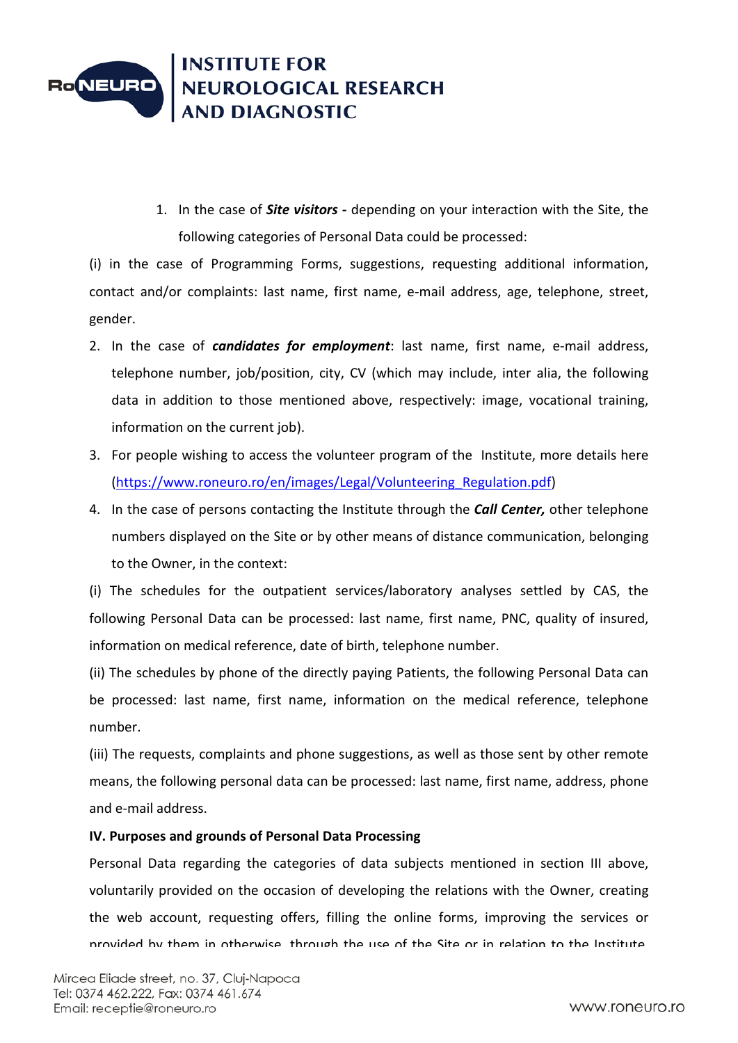1. In the case of ***Site visitors -*** depending on your interaction with the Site, the following categories of Personal Data could be processed:

(i) in the case of Programming Forms, suggestions, requesting additional information, contact and/or complaints: last name, first name, e-mail address, age, telephone, street, gender.

2. In the case of ***candidates for employment***: last name, first name, e-mail address, telephone number, job/position, city, CV (which may include, inter alia, the following data in addition to those mentioned above, respectively: image, vocational training, information on the current job).
3. For people wishing to access the volunteer program of the Institute, more details here (https://www.roneuro.ro/en/images/Legal/Volunteering_Regulation.pdf)
4. In the case of persons contacting the Institute through the ***Call Center,*** other telephone numbers displayed on the Site or by other means of distance communication, belonging to the Owner, in the context:

(i) The schedules for the outpatient services/laboratory analyses settled by CAS, the following Personal Data can be processed: last name, first name, PNC, quality of insured, information on medical reference, date of birth, telephone number.

(ii) The schedules by phone of the directly paying Patients, the following Personal Data can be processed: last name, first name, information on the medical reference, telephone number.

(iii) The requests, complaints and phone suggestions, as well as those sent by other remote means, the following personal data can be processed: last name, first name, address, phone and e-mail address.

**IV. Purposes and grounds of Personal Data Processing**

Personal Data regarding the categories of data subjects mentioned in section III above, voluntarily provided on the occasion of developing the relations with the Owner, creating the web account, requesting offers, filling the online forms, improving the services or provided by them in otherwise, through the use of the Site or in relation to the Institute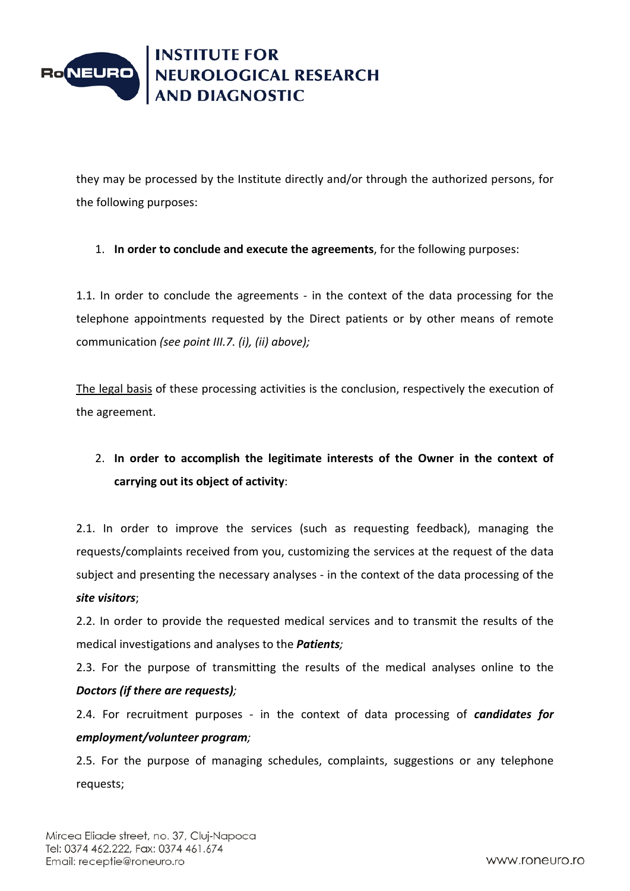they may be processed by the Institute directly and/or through the authorized persons, for the following purposes:

1. **In order to conclude and execute the agreements**, for the following purposes:

1.1. In order to conclude the agreements - in the context of the data processing for the telephone appointments requested by the Direct patients or by other means of remote communication *(see point III.7. (i), (ii) above);*

<u>The legal basis</u> of these processing activities is the conclusion, respectively the execution of the agreement.

2. **In order to accomplish the legitimate interests of the Owner in the context of carrying out its object of activity**:

2.1. In order to improve the services (such as requesting feedback), managing the requests/complaints received from you, customizing the services at the request of the data subject and presenting the necessary analyses - in the context of the data processing of the ***site visitors***;

2.2. In order to provide the requested medical services and to transmit the results of the medical investigations and analyses to the ***Patients;***

2.3. For the purpose of transmitting the results of the medical analyses online to the ***Doctors (if there are requests);***

2.4. For recruitment purposes - in the context of data processing of ***candidates for employment/volunteer program;***

2.5. For the purpose of managing schedules, complaints, suggestions or any telephone requests;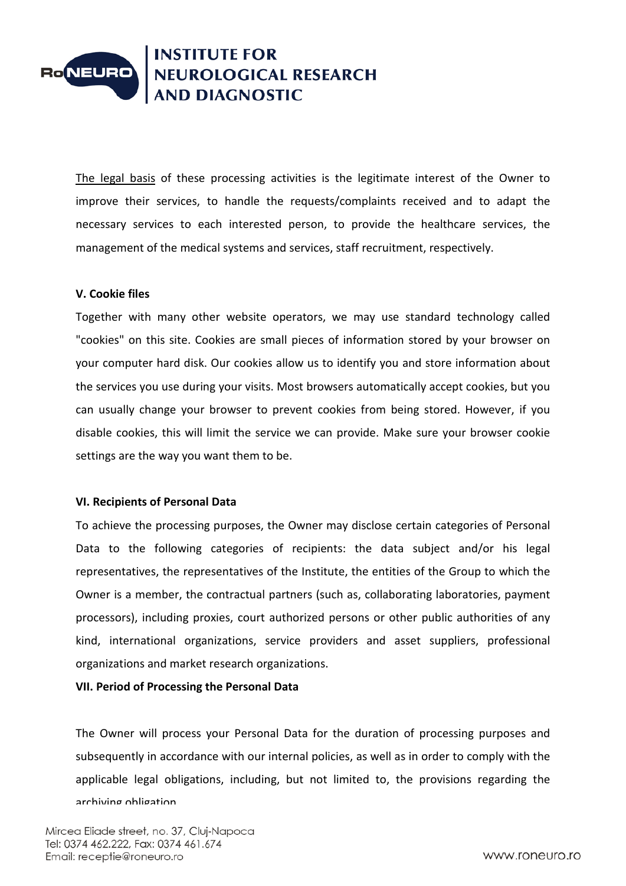The legal basis of these processing activities is the legitimate interest of the Owner to improve their services, to handle the requests/complaints received and to adapt the necessary services to each interested person, to provide the healthcare services, the management of the medical systems and services, staff recruitment, respectively.

**V. Cookie files**

Together with many other website operators, we may use standard technology called "cookies" on this site. Cookies are small pieces of information stored by your browser on your computer hard disk. Our cookies allow us to identify you and store information about the services you use during your visits. Most browsers automatically accept cookies, but you can usually change your browser to prevent cookies from being stored. However, if you disable cookies, this will limit the service we can provide. Make sure your browser cookie settings are the way you want them to be.

**VI. Recipients of Personal Data**

To achieve the processing purposes, the Owner may disclose certain categories of Personal Data to the following categories of recipients: the data subject and/or his legal representatives, the representatives of the Institute, the entities of the Group to which the Owner is a member, the contractual partners (such as, collaborating laboratories, payment processors), including proxies, court authorized persons or other public authorities of any kind, international organizations, service providers and asset suppliers, professional organizations and market research organizations.

**VII. Period of Processing the Personal Data**

The Owner will process your Personal Data for the duration of processing purposes and subsequently in accordance with our internal policies, as well as in order to comply with the applicable legal obligations, including, but not limited to, the provisions regarding the archiving obligation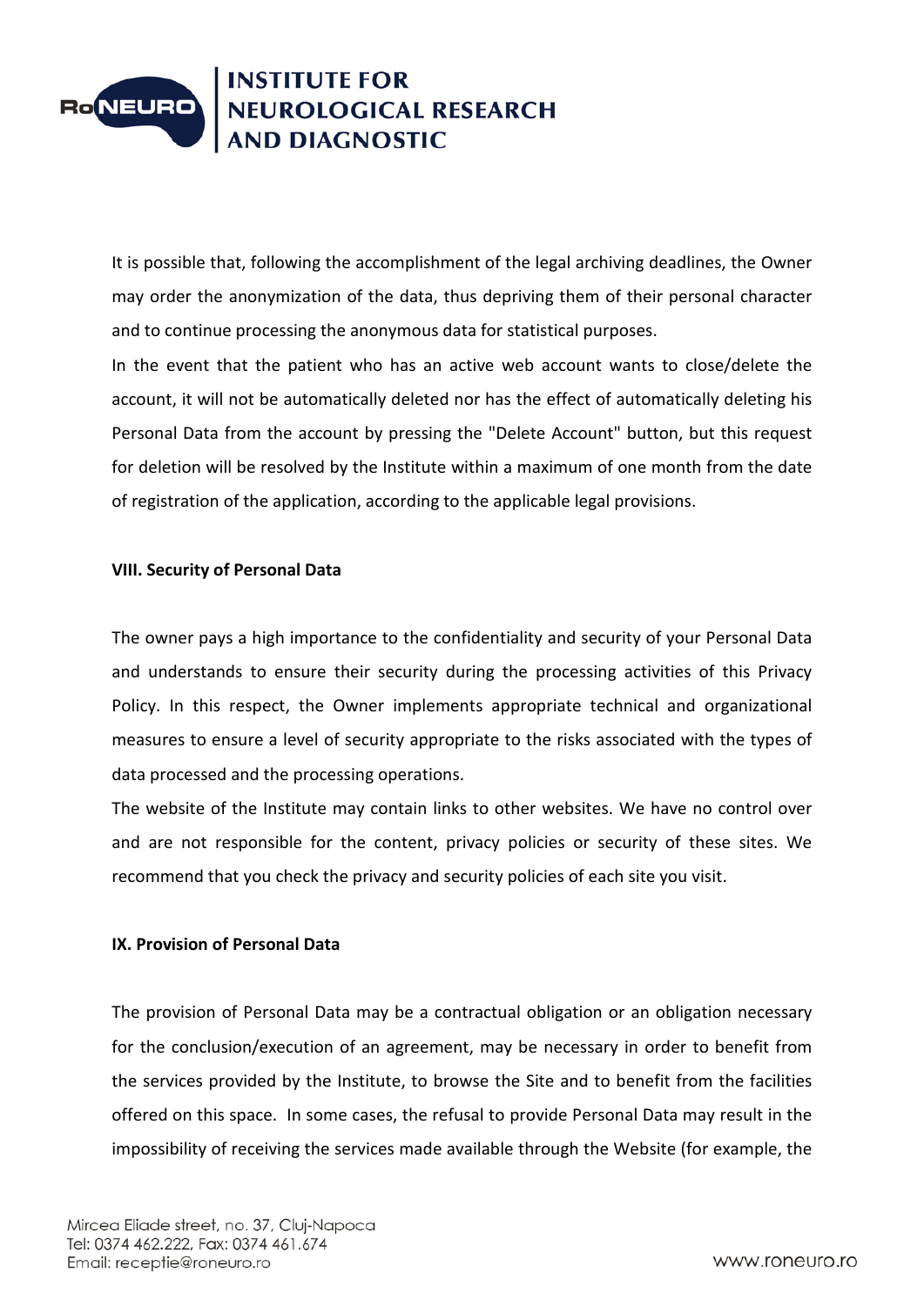It is possible that, following the accomplishment of the legal archiving deadlines, the Owner may order the anonymization of the data, thus depriving them of their personal character and to continue processing the anonymous data for statistical purposes.

In the event that the patient who has an active web account wants to close/delete the account, it will not be automatically deleted nor has the effect of automatically deleting his Personal Data from the account by pressing the "Delete Account" button, but this request for deletion will be resolved by the Institute within a maximum of one month from the date of registration of the application, according to the applicable legal provisions.

**VIII. Security of Personal Data**

The owner pays a high importance to the confidentiality and security of your Personal Data and understands to ensure their security during the processing activities of this Privacy Policy. In this respect, the Owner implements appropriate technical and organizational measures to ensure a level of security appropriate to the risks associated with the types of data processed and the processing operations.

The website of the Institute may contain links to other websites. We have no control over and are not responsible for the content, privacy policies or security of these sites. We recommend that you check the privacy and security policies of each site you visit.

**IX. Provision of Personal Data**

The provision of Personal Data may be a contractual obligation or an obligation necessary for the conclusion/execution of an agreement, may be necessary in order to benefit from the services provided by the Institute, to browse the Site and to benefit from the facilities offered on this space. In some cases, the refusal to provide Personal Data may result in the impossibility of receiving the services made available through the Website (for example, the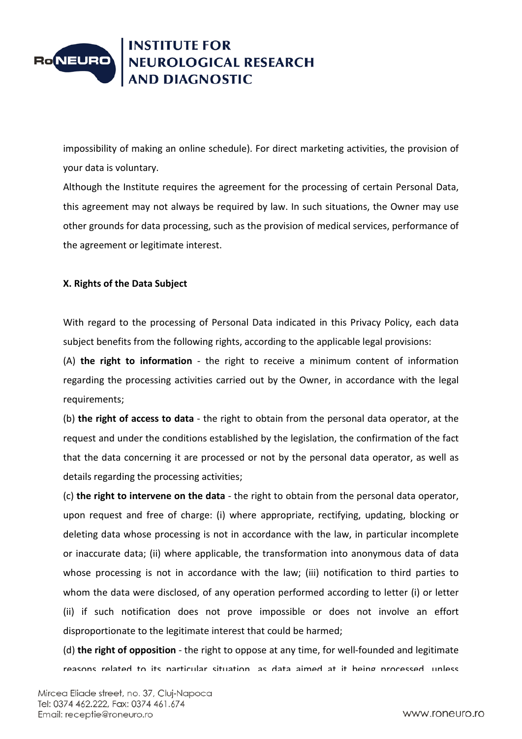impossibility of making an online schedule). For direct marketing activities, the provision of your data is voluntary.

Although the Institute requires the agreement for the processing of certain Personal Data, this agreement may not always be required by law. In such situations, the Owner may use other grounds for data processing, such as the provision of medical services, performance of the agreement or legitimate interest.

**X. Rights of the Data Subject**

With regard to the processing of Personal Data indicated in this Privacy Policy, each data subject benefits from the following rights, according to the applicable legal provisions:

(A) **the right to information** - the right to receive a minimum content of information regarding the processing activities carried out by the Owner, in accordance with the legal requirements;

(b) **the right of access to data** - the right to obtain from the personal data operator, at the request and under the conditions established by the legislation, the confirmation of the fact that the data concerning it are processed or not by the personal data operator, as well as details regarding the processing activities;

(c) **the right to intervene on the data** - the right to obtain from the personal data operator, upon request and free of charge: (i) where appropriate, rectifying, updating, blocking or deleting data whose processing is not in accordance with the law, in particular incomplete or inaccurate data; (ii) where applicable, the transformation into anonymous data of data whose processing is not in accordance with the law; (iii) notification to third parties to whom the data were disclosed, of any operation performed according to letter (i) or letter (ii) if such notification does not prove impossible or does not involve an effort disproportionate to the legitimate interest that could be harmed;

(d) **the right of opposition** - the right to oppose at any time, for well-founded and legitimate reasons related to its particular situation, as data aimed at it being processed, unless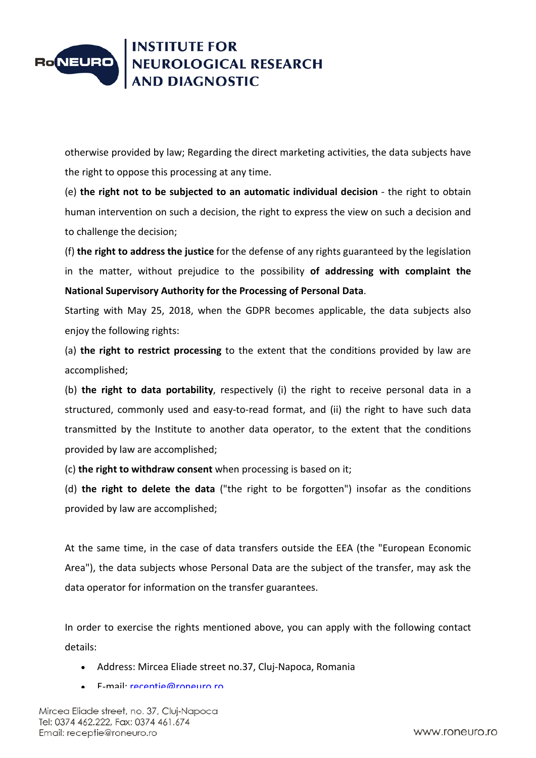otherwise provided by law; Regarding the direct marketing activities, the data subjects have the right to oppose this processing at any time.

(e) **the right not to be subjected to an automatic individual decision** - the right to obtain human intervention on such a decision, the right to express the view on such a decision and to challenge the decision;

(f) **the right to address the justice** for the defense of any rights guaranteed by the legislation in the matter, without prejudice to the possibility **of addressing with complaint the National Supervisory Authority for the Processing of Personal Data**.

Starting with May 25, 2018, when the GDPR becomes applicable, the data subjects also enjoy the following rights:

(a) **the right to restrict processing** to the extent that the conditions provided by law are accomplished;

(b) **the right to data portability**, respectively (i) the right to receive personal data in a structured, commonly used and easy-to-read format, and (ii) the right to have such data transmitted by the Institute to another data operator, to the extent that the conditions provided by law are accomplished;

(c) **the right to withdraw consent** when processing is based on it;

(d) **the right to delete the data** ("the right to be forgotten") insofar as the conditions provided by law are accomplished;

At the same time, in the case of data transfers outside the EEA (the "European Economic Area"), the data subjects whose Personal Data are the subject of the transfer, may ask the data operator for information on the transfer guarantees.

In order to exercise the rights mentioned above, you can apply with the following contact details:

- Address: Mircea Eliade street no.37, Cluj-Napoca, Romania
- E-mail: receptie@roneuro.ro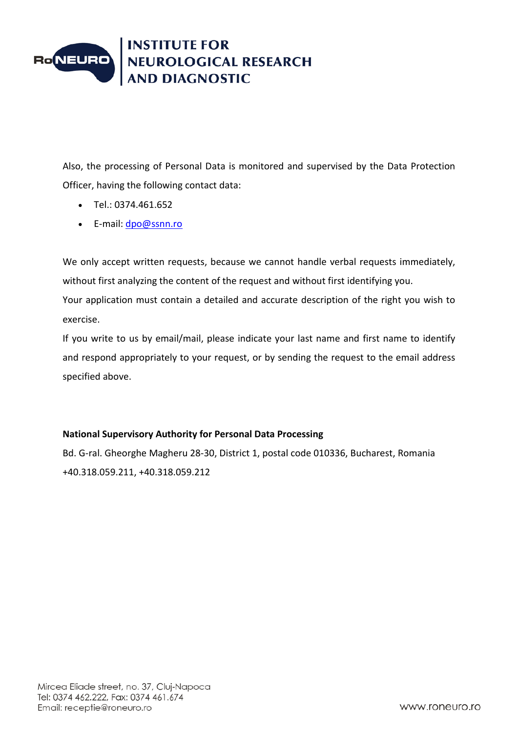Also, the processing of Personal Data is monitored and supervised by the Data Protection Officer, having the following contact data:

- Tel.: 0374.461.652
- E-mail: dpo@ssnn.ro

We only accept written requests, because we cannot handle verbal requests immediately, without first analyzing the content of the request and without first identifying you.

Your application must contain a detailed and accurate description of the right you wish to exercise.

If you write to us by email/mail, please indicate your last name and first name to identify and respond appropriately to your request, or by sending the request to the email address specified above.

**National Supervisory Authority for Personal Data Processing**

Bd. G-ral. Gheorghe Magheru 28-30, District 1, postal code 010336, Bucharest, Romania

+40.318.059.211, +40.318.059.212